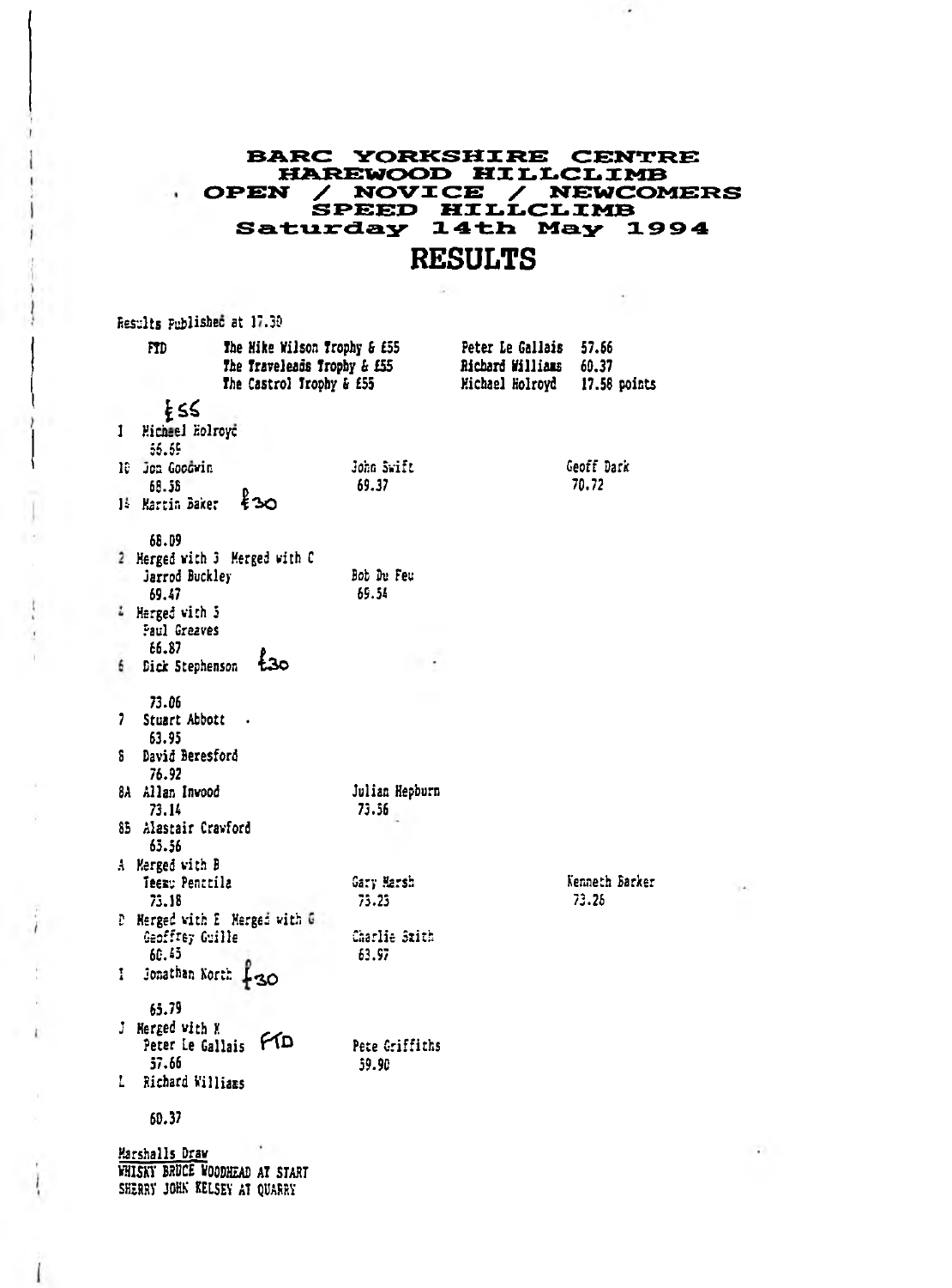# BARC YORKSHIRE CENTRE
# HAREWOOD HILLCLIMB
# OPEN / NOVICE / NEWCOMERS
# SPEED HILLCLIMB
## Saturday 14th May 1994

# RESULTS

Results Published at 17.30

| | | | |
|---|---|---|---|
| FTD | The Mike Wilson Trophy & £55 | Peter Le Gallais | 57.66 |
| | The Traveleads Trophy & £55 | Richard Williams | 60.37 |
| | The Castrol Trophy & £55 | Michael Holroyd | 17.58 points |

£55

1 Michael Holroyd
  56.69

1C Jon Goodwin — 68.38 | John Swift — 69.37 | Geoff Dark — 70.72

1D Martin Baker £30
  68.09

2 Merged with 3 Merged with C
  Jarrod Buckley — 69.47 | Bob Du Feu — 69.54

4 Merged with 5
  Paul Greaves
  66.87

6 Dick Stephenson £30
  73.06

7 Stuart Abbott
  63.95

8 David Beresford
  76.92

8A Allan Inwood — 73.14 | Julian Hepburn — 73.56

8B Alastair Crawford
  65.56

A Merged with B
  Teemu Penttila — 73.18 | Gary Marsh — 73.25 | Kenneth Barker — 73.26

D Merged with E Merged with G
  Geoffrey Guille — 60.45 | Charlie Smith — 63.97

I Jonathan North £30
  65.79

J Merged with K
  Peter Le Gallais FTD — 57.66 | Pete Griffiths — 59.90

L Richard Williams
  60.37

<u>Marshalls Draw</u>
WHISKY BRUCE WOODHEAD AT START
SHERRY JOHN KELSEY AT QUARRY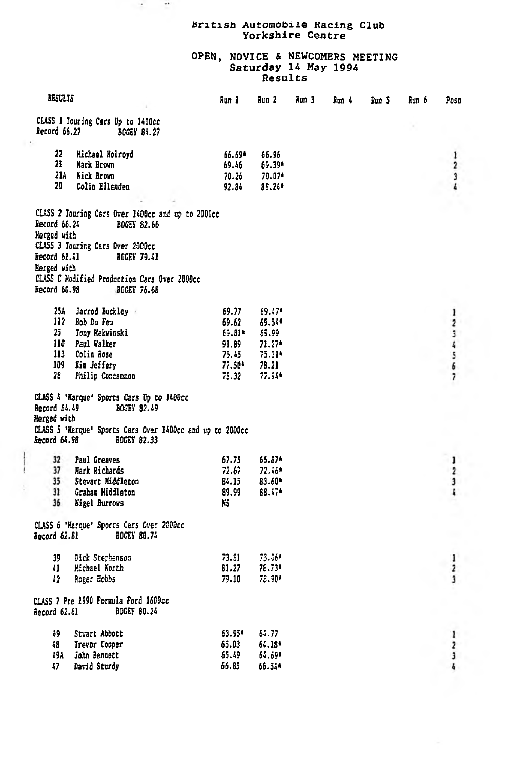# British Automobile Racing Club
## Yorkshire Centre

## OPEN, NOVICE & NEWCOMERS MEETING
### Saturday 14 May 1994
### Results

| RESULTS | | Run 1 | Run 2 | Run 3 | Run 4 | Run 5 | Run 6 | Posn |
|---|---|---|---|---|---|---|---|---|
| **CLASS 1 Touring Cars Up to 1400cc** | | | | | | | | |
| Record 66.27 | BOGEY 84.27 | | | | | | | |
| 22 | Michael Holroyd | 66.69* | 66.96 | | | | | 1 |
| 21 | Mark Brown | 69.46 | 69.39* | | | | | 2 |
| 21A | Nick Brown | 70.26 | 70.07* | | | | | 3 |
| 20 | Colin Ellenden | 92.84 | 88.24* | | | | | 4 |
| **CLASS 2 Touring Cars Over 1400cc and up to 2000cc** | | | | | | | | |
| Record 66.24 | BOGEY 82.66 | | | | | | | |
| Merged with | | | | | | | | |
| **CLASS 3 Touring Cars Over 2000cc** | | | | | | | | |
| Record 61.41 | BOGEY 79.41 | | | | | | | |
| Merged with | | | | | | | | |
| **CLASS C Modified Production Cars Over 2000cc** | | | | | | | | |
| Record 60.98 | BOGEY 76.68 | | | | | | | |
| 25A | Jarrod Buckley | 69.77 | 69.47* | | | | | 1 |
| 112 | Bob Du Feu | 69.62 | 69.54* | | | | | 2 |
| 25 | Tony Mekwinski | 69.81* | 69.99 | | | | | 3 |
| 110 | Paul Walker | 91.89 | 71.27* | | | | | 4 |
| 113 | Colin Rose | 75.45 | 75.31* | | | | | 5 |
| 109 | Kim Jeffery | 77.50* | 78.21 | | | | | 6 |
| 28 | Philip Concannon | 78.32 | 77.94* | | | | | 7 |
| **CLASS 4 'Marque' Sports Cars Up to 1400cc** | | | | | | | | |
| Record 64.49 | BOGEY 82.49 | | | | | | | |
| Merged with | | | | | | | | |
| **CLASS 5 'Marque' Sports Cars Over 1400cc and up to 2000cc** | | | | | | | | |
| Record 64.98 | BOGEY 82.33 | | | | | | | |
| 32 | Paul Greaves | 67.75 | 66.87* | | | | | 1 |
| 37 | Mark Richards | 72.67 | 72.46* | | | | | 2 |
| 35 | Stewart Middleton | 84.15 | 83.60* | | | | | 3 |
| 31 | Graham Middleton | 89.99 | 88.47* | | | | | 4 |
| 36 | Nigel Burrows | NS | | | | | | |
| **CLASS 6 'Marque' Sports Cars Over 2000cc** | | | | | | | | |
| Record 62.81 | BOGEY 80.74 | | | | | | | |
| 39 | Dick Stephenson | 73.81 | 73.06* | | | | | 1 |
| 41 | Michael North | 81.27 | 78.73* | | | | | 2 |
| 42 | Roger Hobbs | 79.10 | 78.90* | | | | | 3 |
| **CLASS 7 Pre 1990 Formula Ford 1600cc** | | | | | | | | |
| Record 62.61 | BOGEY 80.24 | | | | | | | |
| 49 | Stuart Abbott | 63.95* | 64.77 | | | | | 1 |
| 48 | Trevor Cooper | 65.03 | 64.18* | | | | | 2 |
| 49A | John Bennett | 65.49 | 64.69* | | | | | 3 |
| 47 | David Sturdy | 66.85 | 66.54* | | | | | 4 |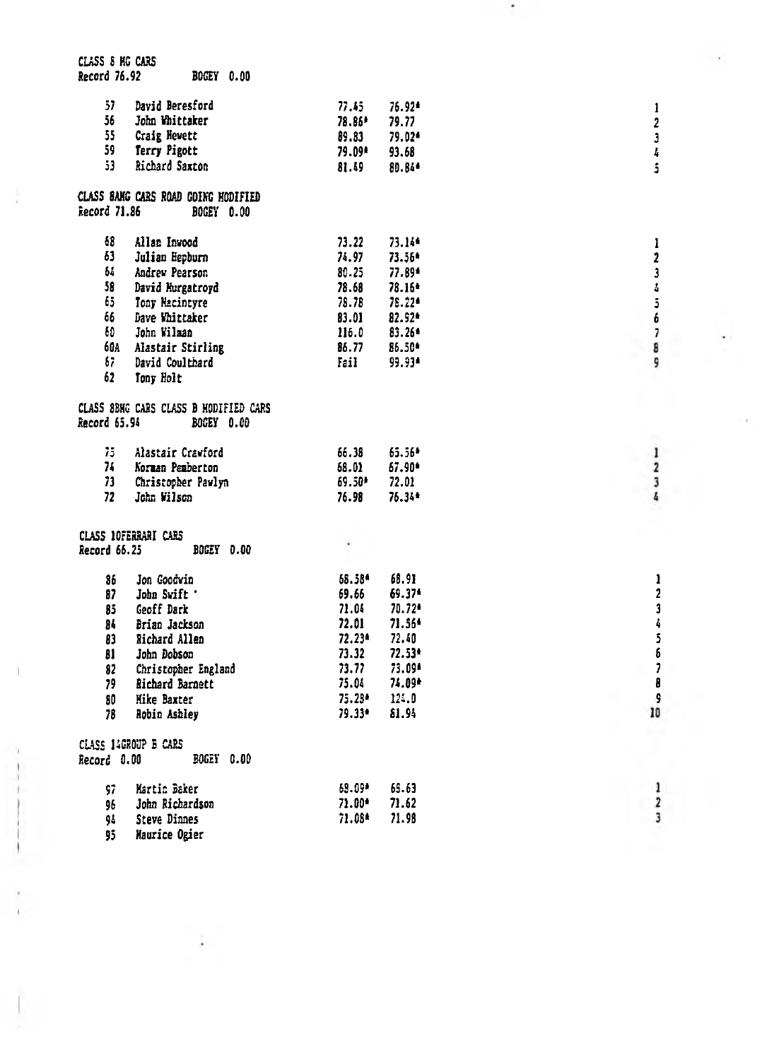CLASS 8 MG CARS
Record 76.92 BOGEY 0.00

| No. | Driver | Run 1 | Run 2 | Pos |
|---|---|---|---|---|
| 57 | David Beresford | 77.45 | 76.92* | 1 |
| 56 | John Whittaker | 78.86* | 79.77 | 2 |
| 55 | Craig Hewett | 89.83 | 79.02* | 3 |
| 59 | Terry Pigott | 79.09* | 93.68 | 4 |
| 53 | Richard Saxton | 81.49 | 80.84* | 5 |

CLASS 8AMG CARS ROAD GOING MODIFIED
Record 71.86 BOGEY 0.00

| No. | Driver | Run 1 | Run 2 | Pos |
|---|---|---|---|---|
| 68 | Allan Inwood | 73.22 | 73.14* | 1 |
| 63 | Julian Hepburn | 74.97 | 73.56* | 2 |
| 64 | Andrew Pearson | 80.25 | 77.89* | 3 |
| 58 | David Murgatroyd | 78.68 | 78.16* | 4 |
| 65 | Tony Macintyre | 78.78 | 78.22* | 5 |
| 66 | Dave Whittaker | 83.01 | 82.52* | 6 |
| 60 | John Wilman | 116.0 | 83.26* | 7 |
| 60A | Alastair Stirling | 86.77 | 86.50* | 8 |
| 67 | David Coulthard | Fail | 99.93* | 9 |
| 62 | Tony Holt | | | |

CLASS 8BMG CARS CLASS B MODIFIED CARS
Record 65.94 BOGEY 0.00

| No. | Driver | Run 1 | Run 2 | Pos |
|---|---|---|---|---|
| 75 | Alastair Crawford | 66.38 | 65.56* | 1 |
| 74 | Norman Pemberton | 68.01 | 67.90* | 2 |
| 73 | Christopher Pawlyn | 69.50* | 72.01 | 3 |
| 72 | John Wilson | 76.98 | 76.34* | 4 |

CLASS 10FERRARI CARS
Record 66.25 BOGEY 0.00

| No. | Driver | Run 1 | Run 2 | Pos |
|---|---|---|---|---|
| 86 | Jon Goodwin | 68.58* | 68.91 | 1 |
| 87 | John Swift | 69.66 | 69.37* | 2 |
| 85 | Geoff Dark | 71.04 | 70.72* | 3 |
| 84 | Brian Jackson | 72.01 | 71.56* | 4 |
| 83 | Richard Allen | 72.23* | 72.40 | 5 |
| 81 | John Dobson | 73.32 | 72.53* | 6 |
| 82 | Christopher England | 73.77 | 73.09* | 7 |
| 79 | Richard Barnett | 75.04 | 74.09* | 8 |
| 80 | Mike Baxter | 75.28* | 124.0 | 9 |
| 78 | Robin Ashley | 79.33* | 81.94 | 10 |

CLASS 14GROUP B CARS
Record 0.00 BOGEY 0.00

| No. | Driver | Run 1 | Run 2 | Pos |
|---|---|---|---|---|
| 97 | Martin Baker | 68.09* | 68.63 | 1 |
| 96 | John Richardson | 71.00* | 71.62 | 2 |
| 94 | Steve Dinnes | 71.08* | 71.98 | 3 |
| 95 | Maurice Ogier | | | |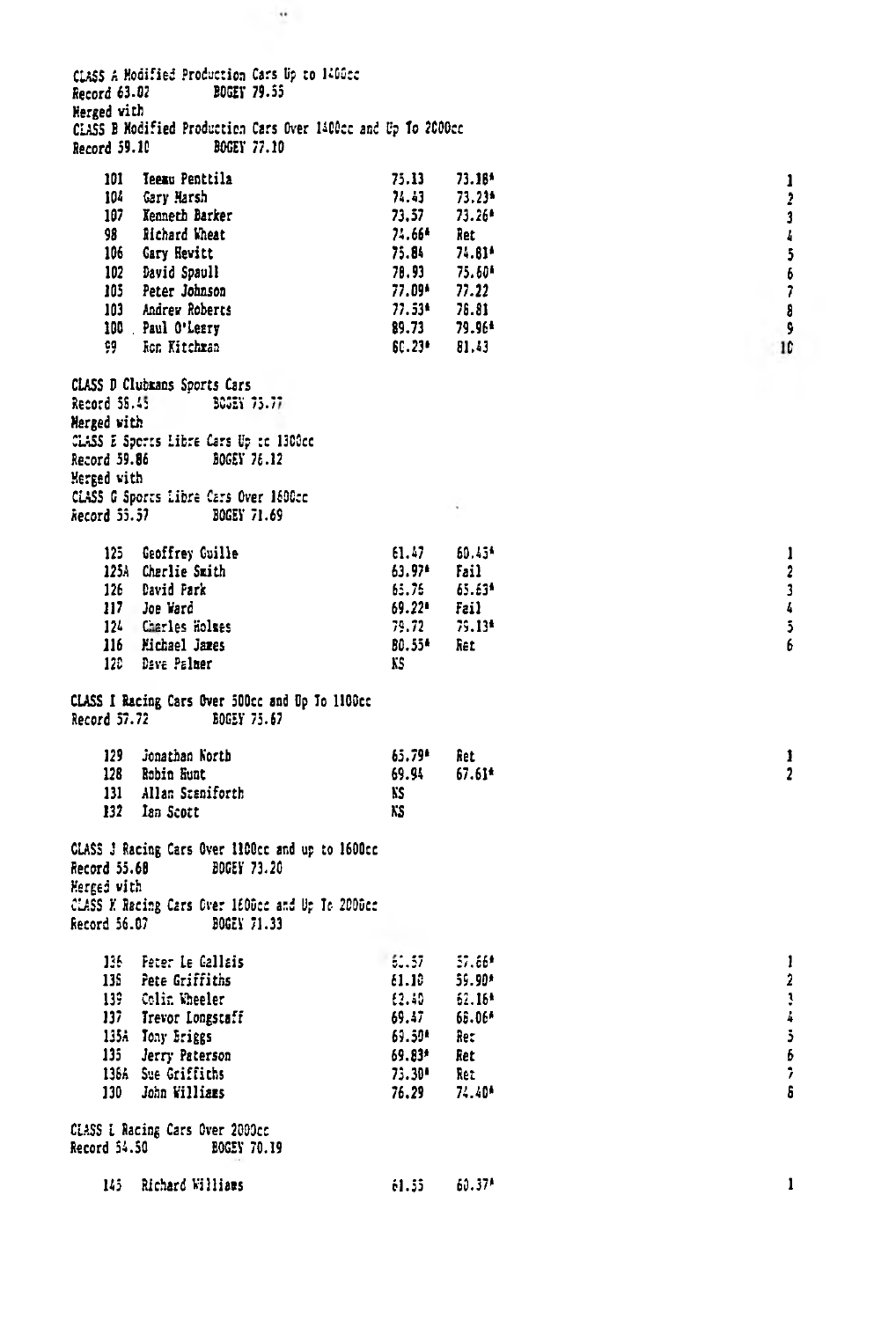CLASS A Modified Production Cars Up to 1400cc
Record 63.02 BOGEY 79.55
Merged with
CLASS B Modified Production Cars Over 1400cc and Up To 2000cc
Record 59.10 BOGEY 77.10

| | | | | |
|---|---|---|---|---|
| 101 | Teemu Penttila | 75.13 | 73.18* | 1 |
| 104 | Gary Marsh | 74.43 | 73.23* | 2 |
| 107 | Kenneth Barker | 73.57 | 73.26* | 3 |
| 98 | Richard Wheat | 74.66* | Ret | 4 |
| 106 | Gary Hewitt | 75.84 | 74.81* | 5 |
| 102 | David Spaull | 78.93 | 75.60* | 6 |
| 105 | Peter Johnson | 77.09* | 77.22 | 7 |
| 103 | Andrew Roberts | 77.53* | 78.81 | 8 |
| 100 | Paul O'Leary | 89.73 | 79.96* | 9 |
| 99 | Ron Kitchman | 80.23* | 81.43 | 10 |

CLASS D Clubmans Sports Cars
Record 56.45 BOGEY 73.77
Merged with
CLASS E Sports Libre Cars Up to 1300cc
Record 59.86 BOGEY 76.12
Merged with
CLASS G Sports Libre Cars Over 1600cc
Record 55.57 BOGEY 71.69

| | | | | |
|---|---|---|---|---|
| 125 | Geoffrey Cuille | 61.47 | 60.45* | 1 |
| 125A | Charlie Smith | 63.97* | Fail | 2 |
| 126 | David Park | 65.76 | 65.63* | 3 |
| 117 | Joe Ward | 69.22* | Fail | 4 |
| 124 | Charles Holmes | 79.72 | 79.13* | 5 |
| 116 | Michael James | 80.55* | Ret | 6 |
| 120 | Dave Palmer | NS | | |

CLASS I Racing Cars Over 500cc and Up To 1100cc
Record 57.72 BOGEY 75.67

| | | | | |
|---|---|---|---|---|
| 129 | Jonathan North | 65.79* | Ret | 1 |
| 128 | Robin Hunt | 69.94 | 67.61* | 2 |
| 131 | Allan Staniforth | NS | | |
| 132 | Ian Scott | NS | | |

CLASS J Racing Cars Over 1100cc and up to 1600cc
Record 55.68 BOGEY 73.20
Merged with
CLASS K Racing Cars Over 1600cc and Up To 2000cc
Record 56.07 BOGEY 71.33

| | | | | |
|---|---|---|---|---|
| 136 | Peter Le Gallais | 60.57 | 57.66* | 1 |
| 138 | Pete Griffiths | 61.10 | 59.90* | 2 |
| 139 | Colin Wheeler | 62.40 | 62.16* | 3 |
| 137 | Trevor Longstaff | 69.47 | 68.06* | 4 |
| 135A | Tony Briggs | 69.50* | Ret | 5 |
| 135 | Jerry Paterson | 69.83* | Ret | 6 |
| 138A | Sue Griffiths | 73.30* | Ret | 7 |
| 130 | John Williams | 76.29 | 74.40* | 8 |

CLASS L Racing Cars Over 2000cc
Record 54.50 BOGEY 70.19

| | | | | |
|---|---|---|---|---|
| 143 | Richard Williams | 61.55 | 60.37* | 1 |